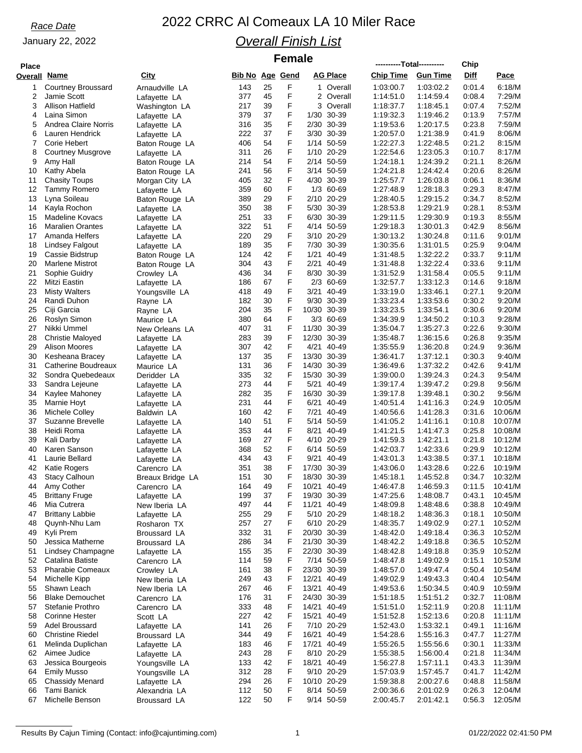*Race Date*

January 22, 2022

# 2022 CRRC Al Comeaux LA 10 Miler Race

## *Overall Finish List*

### Female

| Place Overall | Name | City | Bib No | Age | Gend | AG Place | Chip Time | Gun Time | Chip Diff | Pace |
|---|---|---|---|---|---|---|---|---|---|---|
| 1 | Courtney Broussard | Arnaudville LA | 143 | 25 | F | 1 Overall | 1:03:00.7 | 1:03:02.2 | 0:01.4 | 6:18/M |
| 2 | Jamie Scott | Lafayette LA | 377 | 45 | F | 2 Overall | 1:14:51.0 | 1:14:59.4 | 0:08.4 | 7:29/M |
| 3 | Allison Hatfield | Washington LA | 217 | 39 | F | 3 Overall | 1:18:37.7 | 1:18:45.1 | 0:07.4 | 7:52/M |
| 4 | Laina Simon | Lafayette LA | 379 | 37 | F | 1/30 30-39 | 1:19:32.3 | 1:19:46.2 | 0:13.9 | 7:57/M |
| 5 | Andrea Claire Norris | Lafayette LA | 316 | 35 | F | 2/30 30-39 | 1:19:53.6 | 1:20:17.5 | 0:23.8 | 7:59/M |
| 6 | Lauren Hendrick | Lafayette LA | 222 | 37 | F | 3/30 30-39 | 1:20:57.0 | 1:21:38.9 | 0:41.9 | 8:06/M |
| 7 | Corie Hebert | Baton Rouge LA | 406 | 54 | F | 1/14 50-59 | 1:22:27.3 | 1:22:48.5 | 0:21.2 | 8:15/M |
| 8 | Courtney Musgrove | Lafayette LA | 311 | 26 | F | 1/10 20-29 | 1:22:54.6 | 1:23:05.3 | 0:10.7 | 8:17/M |
| 9 | Amy Hall | Baton Rouge LA | 214 | 54 | F | 2/14 50-59 | 1:24:18.1 | 1:24:39.2 | 0:21.1 | 8:26/M |
| 10 | Kathy Abela | Baton Rouge LA | 241 | 56 | F | 3/14 50-59 | 1:24:21.8 | 1:24:42.4 | 0:20.6 | 8:26/M |
| 11 | Chasity Toups | Morgan City LA | 405 | 32 | F | 4/30 30-39 | 1:25:57.7 | 1:26:03.8 | 0:06.1 | 8:36/M |
| 12 | Tammy Romero | Lafayette LA | 359 | 60 | F | 1/3 60-69 | 1:27:48.9 | 1:28:18.3 | 0:29.3 | 8:47/M |
| 13 | Lyna Soileau | Baton Rouge LA | 389 | 29 | F | 2/10 20-29 | 1:28:40.5 | 1:29:15.2 | 0:34.7 | 8:52/M |
| 14 | Kayla Rochon | Lafayette LA | 350 | 38 | F | 5/30 30-39 | 1:28:53.8 | 1:29:21.9 | 0:28.1 | 8:53/M |
| 15 | Madeline Kovacs | Lafayette LA | 251 | 33 | F | 6/30 30-39 | 1:29:11.5 | 1:29:30.9 | 0:19.3 | 8:55/M |
| 16 | Maralien Orantes | Lafayette LA | 322 | 51 | F | 4/14 50-59 | 1:29:18.3 | 1:30:01.3 | 0:42.9 | 8:56/M |
| 17 | Amanda Helfers | Lafayette LA | 220 | 29 | F | 3/10 20-29 | 1:30:13.2 | 1:30:24.8 | 0:11.6 | 9:01/M |
| 18 | Lindsey Falgout | Lafayette LA | 189 | 35 | F | 7/30 30-39 | 1:30:35.6 | 1:31:01.5 | 0:25.9 | 9:04/M |
| 19 | Cassie Bidstrup | Baton Rouge LA | 124 | 42 | F | 1/21 40-49 | 1:31:48.5 | 1:32:22.2 | 0:33.7 | 9:11/M |
| 20 | Marlene Mistrot | Baton Rouge LA | 304 | 43 | F | 2/21 40-49 | 1:31:48.8 | 1:32:22.4 | 0:33.6 | 9:11/M |
| 21 | Sophie Guidry | Crowley LA | 436 | 34 | F | 8/30 30-39 | 1:31:52.9 | 1:31:58.4 | 0:05.5 | 9:11/M |
| 22 | Mitzi Eastin | Lafayette LA | 186 | 67 | F | 2/3 60-69 | 1:32:57.7 | 1:33:12.3 | 0:14.6 | 9:18/M |
| 23 | Misty Walters | Youngsville LA | 418 | 49 | F | 3/21 40-49 | 1:33:19.0 | 1:33:46.1 | 0:27.1 | 9:20/M |
| 24 | Randi Duhon | Rayne LA | 182 | 30 | F | 9/30 30-39 | 1:33:23.4 | 1:33:53.6 | 0:30.2 | 9:20/M |
| 25 | Ciji Garcia | Rayne LA | 204 | 35 | F | 10/30 30-39 | 1:33:23.5 | 1:33:54.1 | 0:30.6 | 9:20/M |
| 26 | Roslyn Simon | Maurice LA | 380 | 64 | F | 3/3 60-69 | 1:34:39.9 | 1:34:50.2 | 0:10.3 | 9:28/M |
| 27 | Nikki Ummel | New Orleans LA | 407 | 31 | F | 11/30 30-39 | 1:35:04.7 | 1:35:27.3 | 0:22.6 | 9:30/M |
| 28 | Christie Maloyed | Lafayette LA | 283 | 39 | F | 12/30 30-39 | 1:35:48.7 | 1:36:15.6 | 0:26.8 | 9:35/M |
| 29 | Alison Moores | Lafayette LA | 307 | 42 | F | 4/21 40-49 | 1:35:55.9 | 1:36:20.8 | 0:24.9 | 9:36/M |
| 30 | Kesheana Bracey | Lafayette LA | 137 | 35 | F | 13/30 30-39 | 1:36:41.7 | 1:37:12.1 | 0:30.3 | 9:40/M |
| 31 | Catherine Boudreaux | Maurice LA | 131 | 36 | F | 14/30 30-39 | 1:36:49.6 | 1:37:32.2 | 0:42.6 | 9:41/M |
| 32 | Sondra Quebedeaux | Deridder LA | 335 | 32 | F | 15/30 30-39 | 1:39:00.0 | 1:39:24.3 | 0:24.3 | 9:54/M |
| 33 | Sandra Lejeune | Lafayette LA | 273 | 44 | F | 5/21 40-49 | 1:39:17.4 | 1:39:47.2 | 0:29.8 | 9:56/M |
| 34 | Kaylee Mahoney | Lafayette LA | 282 | 35 | F | 16/30 30-39 | 1:39:17.8 | 1:39:48.1 | 0:30.2 | 9:56/M |
| 35 | Marnie Hoyt | Lafayette LA | 231 | 44 | F | 6/21 40-49 | 1:40:51.4 | 1:41:16.3 | 0:24.9 | 10:05/M |
| 36 | Michele Colley | Baldwin LA | 160 | 42 | F | 7/21 40-49 | 1:40:56.6 | 1:41:28.3 | 0:31.6 | 10:06/M |
| 37 | Suzanne Brevelle | Lafayette LA | 140 | 51 | F | 5/14 50-59 | 1:41:05.2 | 1:41:16.1 | 0:10.8 | 10:07/M |
| 38 | Heidi Roma | Lafayette LA | 353 | 44 | F | 8/21 40-49 | 1:41:21.5 | 1:41:47.3 | 0:25.8 | 10:08/M |
| 39 | Kali Darby | Lafayette LA | 169 | 27 | F | 4/10 20-29 | 1:41:59.3 | 1:42:21.1 | 0:21.8 | 10:12/M |
| 40 | Karen Sanson | Lafayette LA | 368 | 52 | F | 6/14 50-59 | 1:42:03.7 | 1:42:33.6 | 0:29.9 | 10:12/M |
| 41 | Laurie Bellard | Lafayette LA | 434 | 43 | F | 9/21 40-49 | 1:43:01.3 | 1:43:38.5 | 0:37.1 | 10:18/M |
| 42 | Katie Rogers | Carencro LA | 351 | 38 | F | 17/30 30-39 | 1:43:06.0 | 1:43:28.6 | 0:22.6 | 10:19/M |
| 43 | Stacy Calhoun | Breaux Bridge LA | 151 | 30 | F | 18/30 30-39 | 1:45:18.1 | 1:45:52.8 | 0:34.7 | 10:32/M |
| 44 | Amy Cother | Carencro LA | 164 | 49 | F | 10/21 40-49 | 1:46:47.8 | 1:46:59.3 | 0:11.5 | 10:41/M |
| 45 | Brittany Fruge | Lafayette LA | 199 | 37 | F | 19/30 30-39 | 1:47:25.6 | 1:48:08.7 | 0:43.1 | 10:45/M |
| 46 | Mia Cutrera | New Iberia LA | 497 | 44 | F | 11/21 40-49 | 1:48:09.8 | 1:48:48.6 | 0:38.8 | 10:49/M |
| 47 | Brittany Labbie | Lafayette LA | 255 | 29 | F | 5/10 20-29 | 1:48:18.2 | 1:48:36.3 | 0:18.1 | 10:50/M |
| 48 | Quynh-Nhu Lam | Rosharon TX | 257 | 27 | F | 6/10 20-29 | 1:48:35.7 | 1:49:02.9 | 0:27.1 | 10:52/M |
| 49 | Kyli Prem | Broussard LA | 332 | 31 | F | 20/30 30-39 | 1:48:42.0 | 1:49:18.4 | 0:36.3 | 10:52/M |
| 50 | Jessica Matherne | Broussard LA | 286 | 34 | F | 21/30 30-39 | 1:48:42.2 | 1:49:18.8 | 0:36.5 | 10:52/M |
| 51 | Lindsey Champagne | Lafayette LA | 155 | 35 | F | 22/30 30-39 | 1:48:42.8 | 1:49:18.8 | 0:35.9 | 10:52/M |
| 52 | Catalina Batiste | Carencro LA | 114 | 59 | F | 7/14 50-59 | 1:48:47.8 | 1:49:02.9 | 0:15.1 | 10:53/M |
| 53 | Pharabie Comeaux | Crowley LA | 161 | 38 | F | 23/30 30-39 | 1:48:57.0 | 1:49:47.4 | 0:50.4 | 10:54/M |
| 54 | Michelle Kipp | New Iberia LA | 249 | 43 | F | 12/21 40-49 | 1:49:02.9 | 1:49:43.3 | 0:40.4 | 10:54/M |
| 55 | Shawn Leach | New Iberia LA | 267 | 46 | F | 13/21 40-49 | 1:49:53.6 | 1:50:34.5 | 0:40.9 | 10:59/M |
| 56 | Blake Demouchet | Carencro LA | 176 | 31 | F | 24/30 30-39 | 1:51:18.5 | 1:51:51.2 | 0:32.7 | 11:08/M |
| 57 | Stefanie Prothro | Carencro LA | 333 | 48 | F | 14/21 40-49 | 1:51:51.0 | 1:52:11.9 | 0:20.8 | 11:11/M |
| 58 | Corinne Hester | Scott LA | 227 | 42 | F | 15/21 40-49 | 1:51:52.8 | 1:52:13.6 | 0:20.8 | 11:11/M |
| 59 | Adel Broussard | Lafayette LA | 141 | 26 | F | 7/10 20-29 | 1:52:43.0 | 1:53:32.1 | 0:49.1 | 11:16/M |
| 60 | Christine Riedel | Broussard LA | 344 | 49 | F | 16/21 40-49 | 1:54:28.6 | 1:55:16.3 | 0:47.7 | 11:27/M |
| 61 | Melinda Duplichan | Lafayette LA | 183 | 46 | F | 17/21 40-49 | 1:55:26.5 | 1:55:56.6 | 0:30.1 | 11:33/M |
| 62 | Aimee Judice | Lafayette LA | 243 | 28 | F | 8/10 20-29 | 1:55:38.5 | 1:56:00.4 | 0:21.8 | 11:34/M |
| 63 | Jessica Bourgeois | Youngsville LA | 133 | 42 | F | 18/21 40-49 | 1:56:27.8 | 1:57:11.1 | 0:43.3 | 11:39/M |
| 64 | Emily Musso | Youngsville LA | 312 | 28 | F | 9/10 20-29 | 1:57:03.9 | 1:57:45.7 | 0:41.7 | 11:42/M |
| 65 | Chassidy Menard | Lafayette LA | 294 | 26 | F | 10/10 20-29 | 1:59:38.8 | 2:00:27.6 | 0:48.8 | 11:58/M |
| 66 | Tami Banick | Alexandria LA | 112 | 50 | F | 8/14 50-59 | 2:00:36.6 | 2:01:02.9 | 0:26.3 | 12:04/M |
| 67 | Michelle Benson | Broussard LA | 122 | 50 | F | 9/14 50-59 | 2:00:45.7 | 2:01:42.1 | 0:56.3 | 12:05/M |

Results By Cajun Timing (Contact: info@cajuntiming.com) — 01/22/2022 02:41:50 PM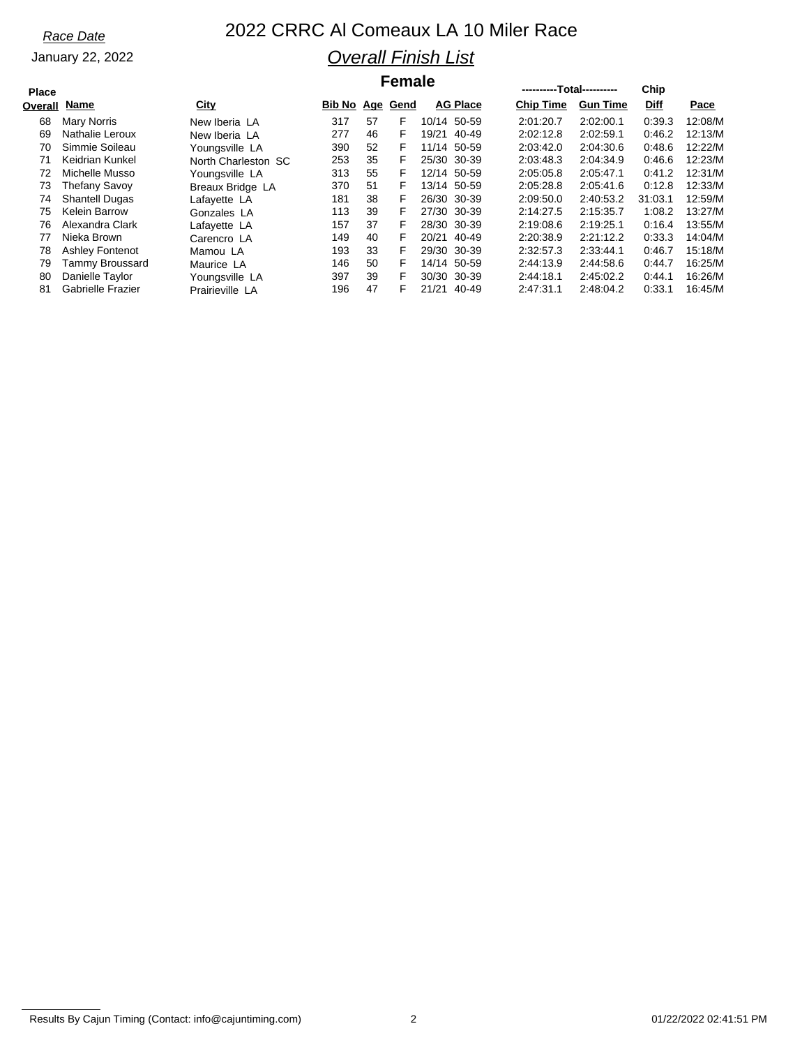*Race Date*

January 22, 2022

# 2022 CRRC Al Comeaux LA 10 Miler Race

## *Overall Finish List*

### Female

| Place Overall | Name | City | Bib No | Age | Gend | AG Place | | ----------Total---------- Chip Time | Gun Time | Chip Diff | Pace |
|---|---|---|---|---|---|---|---|---|---|---|---|
| 68 | Mary Norris | New Iberia LA | 317 | 57 | F | 10/14 | 50-59 | 2:01:20.7 | 2:02:00.1 | 0:39.3 | 12:08/M |
| 69 | Nathalie Leroux | New Iberia LA | 277 | 46 | F | 19/21 | 40-49 | 2:02:12.8 | 2:02:59.1 | 0:46.2 | 12:13/M |
| 70 | Simmie Soileau | Youngsville LA | 390 | 52 | F | 11/14 | 50-59 | 2:03:42.0 | 2:04:30.6 | 0:48.6 | 12:22/M |
| 71 | Keidrian Kunkel | North Charleston SC | 253 | 35 | F | 25/30 | 30-39 | 2:03:48.3 | 2:04:34.9 | 0:46.6 | 12:23/M |
| 72 | Michelle Musso | Youngsville LA | 313 | 55 | F | 12/14 | 50-59 | 2:05:05.8 | 2:05:47.1 | 0:41.2 | 12:31/M |
| 73 | Thefany Savoy | Breaux Bridge LA | 370 | 51 | F | 13/14 | 50-59 | 2:05:28.8 | 2:05:41.6 | 0:12.8 | 12:33/M |
| 74 | Shantell Dugas | Lafayette LA | 181 | 38 | F | 26/30 | 30-39 | 2:09:50.0 | 2:40:53.2 | 31:03.1 | 12:59/M |
| 75 | Kelein Barrow | Gonzales LA | 113 | 39 | F | 27/30 | 30-39 | 2:14:27.5 | 2:15:35.7 | 1:08.2 | 13:27/M |
| 76 | Alexandra Clark | Lafayette LA | 157 | 37 | F | 28/30 | 30-39 | 2:19:08.6 | 2:19:25.1 | 0:16.4 | 13:55/M |
| 77 | Nieka Brown | Carencro LA | 149 | 40 | F | 20/21 | 40-49 | 2:20:38.9 | 2:21:12.2 | 0:33.3 | 14:04/M |
| 78 | Ashley Fontenot | Mamou LA | 193 | 33 | F | 29/30 | 30-39 | 2:32:57.3 | 2:33:44.1 | 0:46.7 | 15:18/M |
| 79 | Tammy Broussard | Maurice LA | 146 | 50 | F | 14/14 | 50-59 | 2:44:13.9 | 2:44:58.6 | 0:44.7 | 16:25/M |
| 80 | Danielle Taylor | Youngsville LA | 397 | 39 | F | 30/30 | 30-39 | 2:44:18.1 | 2:45:02.2 | 0:44.1 | 16:26/M |
| 81 | Gabrielle Frazier | Prairieville LA | 196 | 47 | F | 21/21 | 40-49 | 2:47:31.1 | 2:48:04.2 | 0:33.1 | 16:45/M |

Results By Cajun Timing (Contact: info@cajuntiming.com) 01/22/2022 02:41:51 PM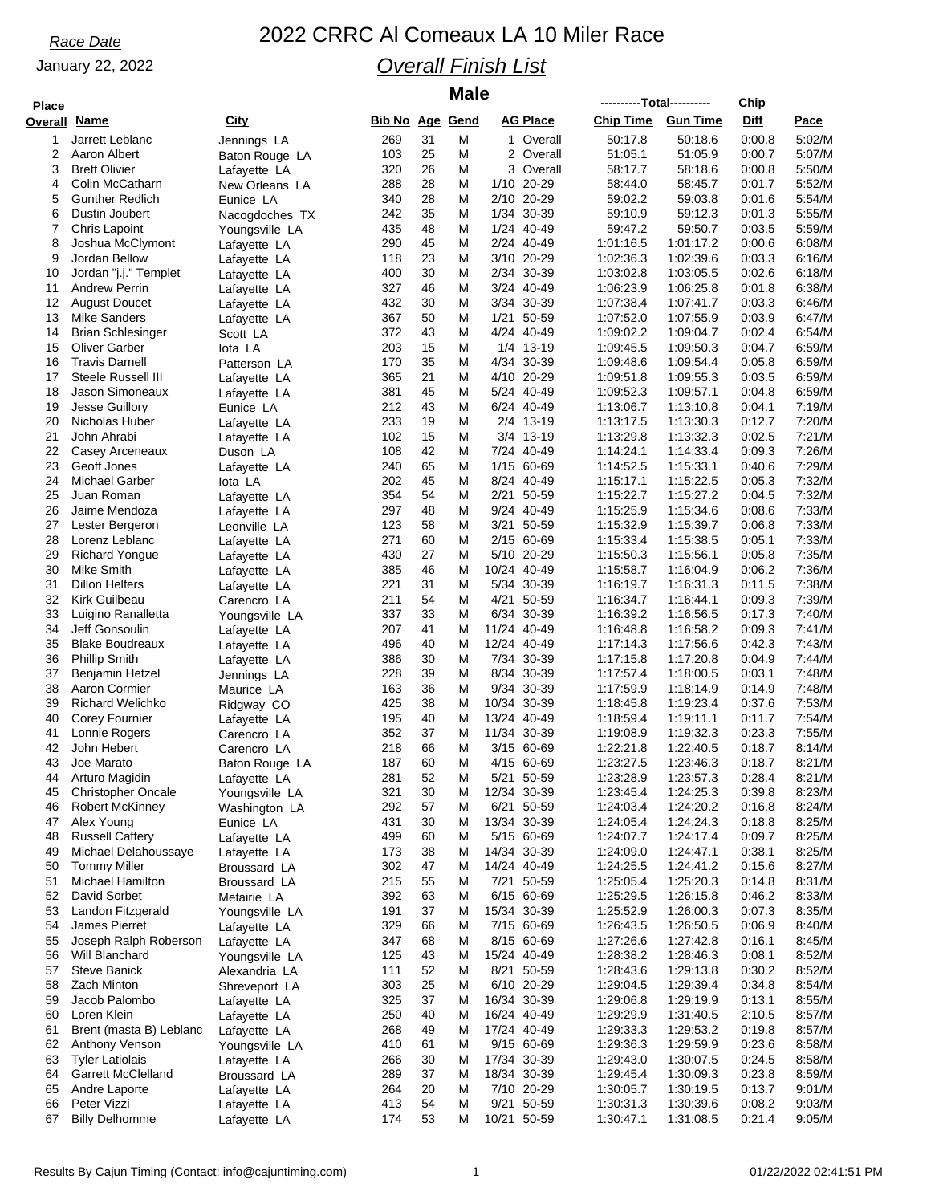*Race Date*

January 22, 2022

# 2022 CRRC Al Comeaux LA 10 Miler Race

## *Overall Finish List*

### Male

| Place Overall | Name | City | Bib No | Age | Gend | AG Place | | ----------Total---------- Chip Time | Gun Time | Chip Diff | Pace |
|---|---|---|---|---|---|---|---|---|---|---|---|
| 1 | Jarrett Leblanc | Jennings LA | 269 | 31 | M | 1 | Overall | 50:17.8 | 50:18.6 | 0:00.8 | 5:02/M |
| 2 | Aaron Albert | Baton Rouge LA | 103 | 25 | M | 2 | Overall | 51:05.1 | 51:05.9 | 0:00.7 | 5:07/M |
| 3 | Brett Olivier | Lafayette LA | 320 | 26 | M | 3 | Overall | 58:17.7 | 58:18.6 | 0:00.8 | 5:50/M |
| 4 | Colin McCatharn | New Orleans LA | 288 | 28 | M | 1/10 | 20-29 | 58:44.0 | 58:45.7 | 0:01.7 | 5:52/M |
| 5 | Gunther Redlich | Eunice LA | 340 | 28 | M | 2/10 | 20-29 | 59:02.2 | 59:03.8 | 0:01.6 | 5:54/M |
| 6 | Dustin Joubert | Nacogdoches TX | 242 | 35 | M | 1/34 | 30-39 | 59:10.9 | 59:12.3 | 0:01.3 | 5:55/M |
| 7 | Chris Lapoint | Youngsville LA | 435 | 48 | M | 1/24 | 40-49 | 59:47.2 | 59:50.7 | 0:03.5 | 5:59/M |
| 8 | Joshua McClymont | Lafayette LA | 290 | 45 | M | 2/24 | 40-49 | 1:01:16.5 | 1:01:17.2 | 0:00.6 | 6:08/M |
| 9 | Jordan Bellow | Lafayette LA | 118 | 23 | M | 3/10 | 20-29 | 1:02:36.3 | 1:02:39.6 | 0:03.3 | 6:16/M |
| 10 | Jordan "j.j." Templet | Lafayette LA | 400 | 30 | M | 2/34 | 30-39 | 1:03:02.8 | 1:03:05.5 | 0:02.6 | 6:18/M |
| 11 | Andrew Perrin | Lafayette LA | 327 | 46 | M | 3/24 | 40-49 | 1:06:23.9 | 1:06:25.8 | 0:01.8 | 6:38/M |
| 12 | August Doucet | Lafayette LA | 432 | 30 | M | 3/34 | 30-39 | 1:07:38.4 | 1:07:41.7 | 0:03.3 | 6:46/M |
| 13 | Mike Sanders | Lafayette LA | 367 | 50 | M | 1/21 | 50-59 | 1:07:52.0 | 1:07:55.9 | 0:03.9 | 6:47/M |
| 14 | Brian Schlesinger | Scott LA | 372 | 43 | M | 4/24 | 40-49 | 1:09:02.2 | 1:09:04.7 | 0:02.4 | 6:54/M |
| 15 | Oliver Garber | Iota LA | 203 | 15 | M | 1/4 | 13-19 | 1:09:45.5 | 1:09:50.3 | 0:04.7 | 6:59/M |
| 16 | Travis Darnell | Patterson LA | 170 | 35 | M | 4/34 | 30-39 | 1:09:48.6 | 1:09:54.4 | 0:05.8 | 6:59/M |
| 17 | Steele Russell III | Lafayette LA | 365 | 21 | M | 4/10 | 20-29 | 1:09:51.8 | 1:09:55.3 | 0:03.5 | 6:59/M |
| 18 | Jason Simoneaux | Lafayette LA | 381 | 45 | M | 5/24 | 40-49 | 1:09:52.3 | 1:09:57.1 | 0:04.8 | 6:59/M |
| 19 | Jesse Guillory | Eunice LA | 212 | 43 | M | 6/24 | 40-49 | 1:13:06.7 | 1:13:10.8 | 0:04.1 | 7:19/M |
| 20 | Nicholas Huber | Lafayette LA | 233 | 19 | M | 2/4 | 13-19 | 1:13:17.5 | 1:13:30.3 | 0:12.7 | 7:20/M |
| 21 | John Ahrabi | Lafayette LA | 102 | 15 | M | 3/4 | 13-19 | 1:13:29.8 | 1:13:32.3 | 0:02.5 | 7:21/M |
| 22 | Casey Arceneaux | Duson LA | 108 | 42 | M | 7/24 | 40-49 | 1:14:24.1 | 1:14:33.4 | 0:09.3 | 7:26/M |
| 23 | Geoff Jones | Lafayette LA | 240 | 65 | M | 1/15 | 60-69 | 1:14:52.5 | 1:15:33.1 | 0:40.6 | 7:29/M |
| 24 | Michael Garber | Iota LA | 202 | 45 | M | 8/24 | 40-49 | 1:15:17.1 | 1:15:22.5 | 0:05.3 | 7:32/M |
| 25 | Juan Roman | Lafayette LA | 354 | 54 | M | 2/21 | 50-59 | 1:15:22.7 | 1:15:27.2 | 0:04.5 | 7:32/M |
| 26 | Jaime Mendoza | Lafayette LA | 297 | 48 | M | 9/24 | 40-49 | 1:15:25.9 | 1:15:34.6 | 0:08.6 | 7:33/M |
| 27 | Lester Bergeron | Leonville LA | 123 | 58 | M | 3/21 | 50-59 | 1:15:32.9 | 1:15:39.7 | 0:06.8 | 7:33/M |
| 28 | Lorenz Leblanc | Lafayette LA | 271 | 60 | M | 2/15 | 60-69 | 1:15:33.4 | 1:15:38.5 | 0:05.1 | 7:33/M |
| 29 | Richard Yongue | Lafayette LA | 430 | 27 | M | 5/10 | 20-29 | 1:15:50.3 | 1:15:56.1 | 0:05.8 | 7:35/M |
| 30 | Mike Smith | Lafayette LA | 385 | 46 | M | 10/24 | 40-49 | 1:15:58.7 | 1:16:04.9 | 0:06.2 | 7:36/M |
| 31 | Dillon Helfers | Lafayette LA | 221 | 31 | M | 5/34 | 30-39 | 1:16:19.7 | 1:16:31.3 | 0:11.5 | 7:38/M |
| 32 | Kirk Guilbeau | Carencro LA | 211 | 54 | M | 4/21 | 50-59 | 1:16:34.7 | 1:16:44.1 | 0:09.3 | 7:39/M |
| 33 | Luigino Ranalletta | Youngsville LA | 337 | 33 | M | 6/34 | 30-39 | 1:16:39.2 | 1:16:56.5 | 0:17.3 | 7:40/M |
| 34 | Jeff Gonsoulin | Lafayette LA | 207 | 41 | M | 11/24 | 40-49 | 1:16:48.8 | 1:16:58.2 | 0:09.3 | 7:41/M |
| 35 | Blake Boudreaux | Lafayette LA | 496 | 40 | M | 12/24 | 40-49 | 1:17:14.3 | 1:17:56.6 | 0:42.3 | 7:43/M |
| 36 | Phillip Smith | Lafayette LA | 386 | 30 | M | 7/34 | 30-39 | 1:17:15.8 | 1:17:20.8 | 0:04.9 | 7:44/M |
| 37 | Benjamin Hetzel | Jennings LA | 228 | 39 | M | 8/34 | 30-39 | 1:17:57.4 | 1:18:00.5 | 0:03.1 | 7:48/M |
| 38 | Aaron Cormier | Maurice LA | 163 | 36 | M | 9/34 | 30-39 | 1:17:59.9 | 1:18:14.9 | 0:14.9 | 7:48/M |
| 39 | Richard Welichko | Ridgway CO | 425 | 38 | M | 10/34 | 30-39 | 1:18:45.8 | 1:19:23.4 | 0:37.6 | 7:53/M |
| 40 | Corey Fournier | Lafayette LA | 195 | 40 | M | 13/24 | 40-49 | 1:18:59.4 | 1:19:11.1 | 0:11.7 | 7:54/M |
| 41 | Lonnie Rogers | Carencro LA | 352 | 37 | M | 11/34 | 30-39 | 1:19:08.9 | 1:19:32.3 | 0:23.3 | 7:55/M |
| 42 | John Hebert | Carencro LA | 218 | 66 | M | 3/15 | 60-69 | 1:22:21.8 | 1:22:40.5 | 0:18.7 | 8:14/M |
| 43 | Joe Marato | Baton Rouge LA | 187 | 60 | M | 4/15 | 60-69 | 1:23:27.5 | 1:23:46.3 | 0:18.7 | 8:21/M |
| 44 | Arturo Magidin | Lafayette LA | 281 | 52 | M | 5/21 | 50-59 | 1:23:28.9 | 1:23:57.3 | 0:28.4 | 8:21/M |
| 45 | Christopher Oncale | Youngsville LA | 321 | 30 | M | 12/34 | 30-39 | 1:23:45.4 | 1:24:25.3 | 0:39.8 | 8:23/M |
| 46 | Robert McKinney | Washington LA | 292 | 57 | M | 6/21 | 50-59 | 1:24:03.4 | 1:24:20.2 | 0:16.8 | 8:24/M |
| 47 | Alex Young | Eunice LA | 431 | 30 | M | 13/34 | 30-39 | 1:24:05.4 | 1:24:24.3 | 0:18.8 | 8:25/M |
| 48 | Russell Caffery | Lafayette LA | 499 | 60 | M | 5/15 | 60-69 | 1:24:07.7 | 1:24:17.4 | 0:09.7 | 8:25/M |
| 49 | Michael Delahoussaye | Lafayette LA | 173 | 38 | M | 14/34 | 30-39 | 1:24:09.0 | 1:24:47.1 | 0:38.1 | 8:25/M |
| 50 | Tommy Miller | Broussard LA | 302 | 47 | M | 14/24 | 40-49 | 1:24:25.5 | 1:24:41.2 | 0:15.6 | 8:27/M |
| 51 | Michael Hamilton | Broussard LA | 215 | 55 | M | 7/21 | 50-59 | 1:25:05.4 | 1:25:20.3 | 0:14.8 | 8:31/M |
| 52 | David Sorbet | Metairie LA | 392 | 63 | M | 6/15 | 60-69 | 1:25:29.5 | 1:26:15.8 | 0:46.2 | 8:33/M |
| 53 | Landon Fitzgerald | Youngsville LA | 191 | 37 | M | 15/34 | 30-39 | 1:25:52.9 | 1:26:00.3 | 0:07.3 | 8:35/M |
| 54 | James Pierret | Lafayette LA | 329 | 66 | M | 7/15 | 60-69 | 1:26:43.5 | 1:26:50.5 | 0:06.9 | 8:40/M |
| 55 | Joseph Ralph Roberson | Lafayette LA | 347 | 68 | M | 8/15 | 60-69 | 1:27:26.6 | 1:27:42.8 | 0:16.1 | 8:45/M |
| 56 | Will Blanchard | Youngsville LA | 125 | 43 | M | 15/24 | 40-49 | 1:28:38.2 | 1:28:46.3 | 0:08.1 | 8:52/M |
| 57 | Steve Banick | Alexandria LA | 111 | 52 | M | 8/21 | 50-59 | 1:28:43.6 | 1:29:13.8 | 0:30.2 | 8:52/M |
| 58 | Zach Minton | Shreveport LA | 303 | 25 | M | 6/10 | 20-29 | 1:29:04.5 | 1:29:39.4 | 0:34.8 | 8:54/M |
| 59 | Jacob Palombo | Lafayette LA | 325 | 37 | M | 16/34 | 30-39 | 1:29:06.8 | 1:29:19.9 | 0:13.1 | 8:55/M |
| 60 | Loren Klein | Lafayette LA | 250 | 40 | M | 16/24 | 40-49 | 1:29:29.9 | 1:31:40.5 | 2:10.5 | 8:57/M |
| 61 | Brent (masta B) Leblanc | Lafayette LA | 268 | 49 | M | 17/24 | 40-49 | 1:29:33.3 | 1:29:53.2 | 0:19.8 | 8:57/M |
| 62 | Anthony Venson | Youngsville LA | 410 | 61 | M | 9/15 | 60-69 | 1:29:36.3 | 1:29:59.9 | 0:23.6 | 8:58/M |
| 63 | Tyler Latiolais | Lafayette LA | 266 | 30 | M | 17/34 | 30-39 | 1:29:43.0 | 1:30:07.5 | 0:24.5 | 8:58/M |
| 64 | Garrett McClelland | Broussard LA | 289 | 37 | M | 18/34 | 30-39 | 1:29:45.4 | 1:30:09.3 | 0:23.8 | 8:59/M |
| 65 | Andre Laporte | Lafayette LA | 264 | 20 | M | 7/10 | 20-29 | 1:30:05.7 | 1:30:19.5 | 0:13.7 | 9:01/M |
| 66 | Peter Vizzi | Lafayette LA | 413 | 54 | M | 9/21 | 50-59 | 1:30:31.3 | 1:30:39.6 | 0:08.2 | 9:03/M |
| 67 | Billy Delhomme | Lafayette LA | 174 | 53 | M | 10/21 | 50-59 | 1:30:47.1 | 1:31:08.5 | 0:21.4 | 9:05/M |

Results By Cajun Timing (Contact: info@cajuntiming.com) 01/22/2022 02:41:51 PM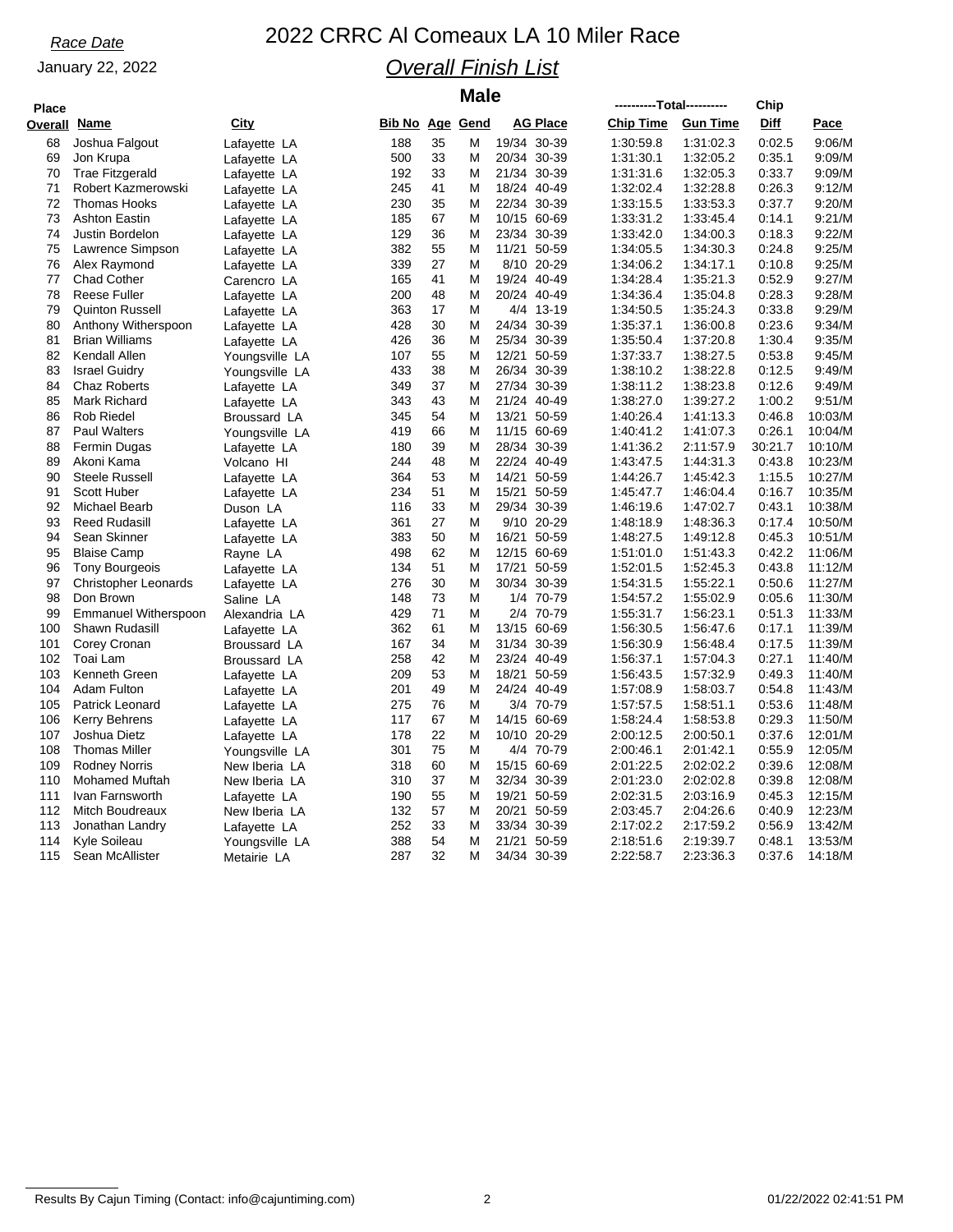*Race Date*

January 22, 2022

# 2022 CRRC Al Comeaux LA 10 Miler Race

## *Overall Finish List*

### Male

| Place Overall | Name | City | Bib No | Age | Gend | AG Place | | Total Chip Time | Total Gun Time | Chip Diff | Pace |
|---|---|---|---|---|---|---|---|---|---|---|---|
| 68 | Joshua Falgout | Lafayette LA | 188 | 35 | M | 19/34 | 30-39 | 1:30:59.8 | 1:31:02.3 | 0:02.5 | 9:06/M |
| 69 | Jon Krupa | Lafayette LA | 500 | 33 | M | 20/34 | 30-39 | 1:31:30.1 | 1:32:05.2 | 0:35.1 | 9:09/M |
| 70 | Trae Fitzgerald | Lafayette LA | 192 | 33 | M | 21/34 | 30-39 | 1:31:31.6 | 1:32:05.3 | 0:33.7 | 9:09/M |
| 71 | Robert Kazmerowski | Lafayette LA | 245 | 41 | M | 18/24 | 40-49 | 1:32:02.4 | 1:32:28.8 | 0:26.3 | 9:12/M |
| 72 | Thomas Hooks | Lafayette LA | 230 | 35 | M | 22/34 | 30-39 | 1:33:15.5 | 1:33:53.3 | 0:37.7 | 9:20/M |
| 73 | Ashton Eastin | Lafayette LA | 185 | 67 | M | 10/15 | 60-69 | 1:33:31.2 | 1:33:45.4 | 0:14.1 | 9:21/M |
| 74 | Justin Bordelon | Lafayette LA | 129 | 36 | M | 23/34 | 30-39 | 1:33:42.0 | 1:34:00.3 | 0:18.3 | 9:22/M |
| 75 | Lawrence Simpson | Lafayette LA | 382 | 55 | M | 11/21 | 50-59 | 1:34:05.5 | 1:34:30.3 | 0:24.8 | 9:25/M |
| 76 | Alex Raymond | Lafayette LA | 339 | 27 | M | 8/10 | 20-29 | 1:34:06.2 | 1:34:17.1 | 0:10.8 | 9:25/M |
| 77 | Chad Cother | Carencro LA | 165 | 41 | M | 19/24 | 40-49 | 1:34:28.4 | 1:35:21.3 | 0:52.9 | 9:27/M |
| 78 | Reese Fuller | Lafayette LA | 200 | 48 | M | 20/24 | 40-49 | 1:34:36.4 | 1:35:04.8 | 0:28.3 | 9:28/M |
| 79 | Quinton Russell | Lafayette LA | 363 | 17 | M | 4/4 | 13-19 | 1:34:50.5 | 1:35:24.3 | 0:33.8 | 9:29/M |
| 80 | Anthony Witherspoon | Lafayette LA | 428 | 30 | M | 24/34 | 30-39 | 1:35:37.1 | 1:36:00.8 | 0:23.6 | 9:34/M |
| 81 | Brian Williams | Lafayette LA | 426 | 36 | M | 25/34 | 30-39 | 1:35:50.4 | 1:37:20.8 | 1:30.4 | 9:35/M |
| 82 | Kendall Allen | Youngsville LA | 107 | 55 | M | 12/21 | 50-59 | 1:37:33.7 | 1:38:27.5 | 0:53.8 | 9:45/M |
| 83 | Israel Guidry | Youngsville LA | 433 | 38 | M | 26/34 | 30-39 | 1:38:10.2 | 1:38:22.8 | 0:12.5 | 9:49/M |
| 84 | Chaz Roberts | Lafayette LA | 349 | 37 | M | 27/34 | 30-39 | 1:38:11.2 | 1:38:23.8 | 0:12.6 | 9:49/M |
| 85 | Mark Richard | Lafayette LA | 343 | 43 | M | 21/24 | 40-49 | 1:38:27.0 | 1:39:27.2 | 1:00.2 | 9:51/M |
| 86 | Rob Riedel | Broussard LA | 345 | 54 | M | 13/21 | 50-59 | 1:40:26.4 | 1:41:13.3 | 0:46.8 | 10:03/M |
| 87 | Paul Walters | Youngsville LA | 419 | 66 | M | 11/15 | 60-69 | 1:40:41.2 | 1:41:07.3 | 0:26.1 | 10:04/M |
| 88 | Fermin Dugas | Lafayette LA | 180 | 39 | M | 28/34 | 30-39 | 1:41:36.2 | 2:11:57.9 | 30:21.7 | 10:10/M |
| 89 | Akoni Kama | Volcano HI | 244 | 48 | M | 22/24 | 40-49 | 1:43:47.5 | 1:44:31.3 | 0:43.8 | 10:23/M |
| 90 | Steele Russell | Lafayette LA | 364 | 53 | M | 14/21 | 50-59 | 1:44:26.7 | 1:45:42.3 | 1:15.5 | 10:27/M |
| 91 | Scott Huber | Lafayette LA | 234 | 51 | M | 15/21 | 50-59 | 1:45:47.7 | 1:46:04.4 | 0:16.7 | 10:35/M |
| 92 | Michael Bearb | Duson LA | 116 | 33 | M | 29/34 | 30-39 | 1:46:19.6 | 1:47:02.7 | 0:43.1 | 10:38/M |
| 93 | Reed Rudasill | Lafayette LA | 361 | 27 | M | 9/10 | 20-29 | 1:48:18.9 | 1:48:36.3 | 0:17.4 | 10:50/M |
| 94 | Sean Skinner | Lafayette LA | 383 | 50 | M | 16/21 | 50-59 | 1:48:27.5 | 1:49:12.8 | 0:45.3 | 10:51/M |
| 95 | Blaise Camp | Rayne LA | 498 | 62 | M | 12/15 | 60-69 | 1:51:01.0 | 1:51:43.3 | 0:42.2 | 11:06/M |
| 96 | Tony Bourgeois | Lafayette LA | 134 | 51 | M | 17/21 | 50-59 | 1:52:01.5 | 1:52:45.3 | 0:43.8 | 11:12/M |
| 97 | Christopher Leonards | Lafayette LA | 276 | 30 | M | 30/34 | 30-39 | 1:54:31.5 | 1:55:22.1 | 0:50.6 | 11:27/M |
| 98 | Don Brown | Saline LA | 148 | 73 | M | 1/4 | 70-79 | 1:54:57.2 | 1:55:02.9 | 0:05.6 | 11:30/M |
| 99 | Emmanuel Witherspoon | Alexandria LA | 429 | 71 | M | 2/4 | 70-79 | 1:55:31.7 | 1:56:23.1 | 0:51.3 | 11:33/M |
| 100 | Shawn Rudasill | Lafayette LA | 362 | 61 | M | 13/15 | 60-69 | 1:56:30.5 | 1:56:47.6 | 0:17.1 | 11:39/M |
| 101 | Corey Cronan | Broussard LA | 167 | 34 | M | 31/34 | 30-39 | 1:56:30.9 | 1:56:48.4 | 0:17.5 | 11:39/M |
| 102 | Toai Lam | Broussard LA | 258 | 42 | M | 23/24 | 40-49 | 1:56:37.1 | 1:57:04.3 | 0:27.1 | 11:40/M |
| 103 | Kenneth Green | Lafayette LA | 209 | 53 | M | 18/21 | 50-59 | 1:56:43.5 | 1:57:32.9 | 0:49.3 | 11:40/M |
| 104 | Adam Fulton | Lafayette LA | 201 | 49 | M | 24/24 | 40-49 | 1:57:08.9 | 1:58:03.7 | 0:54.8 | 11:43/M |
| 105 | Patrick Leonard | Lafayette LA | 275 | 76 | M | 3/4 | 70-79 | 1:57:57.5 | 1:58:51.1 | 0:53.6 | 11:48/M |
| 106 | Kerry Behrens | Lafayette LA | 117 | 67 | M | 14/15 | 60-69 | 1:58:24.4 | 1:58:53.8 | 0:29.3 | 11:50/M |
| 107 | Joshua Dietz | Lafayette LA | 178 | 22 | M | 10/10 | 20-29 | 2:00:12.5 | 2:00:50.1 | 0:37.6 | 12:01/M |
| 108 | Thomas Miller | Youngsville LA | 301 | 75 | M | 4/4 | 70-79 | 2:00:46.1 | 2:01:42.1 | 0:55.9 | 12:05/M |
| 109 | Rodney Norris | New Iberia LA | 318 | 60 | M | 15/15 | 60-69 | 2:01:22.5 | 2:02:02.2 | 0:39.6 | 12:08/M |
| 110 | Mohamed Muftah | New Iberia LA | 310 | 37 | M | 32/34 | 30-39 | 2:01:23.0 | 2:02:02.8 | 0:39.8 | 12:08/M |
| 111 | Ivan Farnsworth | Lafayette LA | 190 | 55 | M | 19/21 | 50-59 | 2:02:31.5 | 2:03:16.9 | 0:45.3 | 12:15/M |
| 112 | Mitch Boudreaux | New Iberia LA | 132 | 57 | M | 20/21 | 50-59 | 2:03:45.7 | 2:04:26.6 | 0:40.9 | 12:23/M |
| 113 | Jonathan Landry | Lafayette LA | 252 | 33 | M | 33/34 | 30-39 | 2:17:02.2 | 2:17:59.2 | 0:56.9 | 13:42/M |
| 114 | Kyle Soileau | Youngsville LA | 388 | 54 | M | 21/21 | 50-59 | 2:18:51.6 | 2:19:39.7 | 0:48.1 | 13:53/M |
| 115 | Sean McAllister | Metairie LA | 287 | 32 | M | 34/34 | 30-39 | 2:22:58.7 | 2:23:36.3 | 0:37.6 | 14:18/M |

Results By Cajun Timing (Contact: info@cajuntiming.com)

01/22/2022 02:41:51 PM